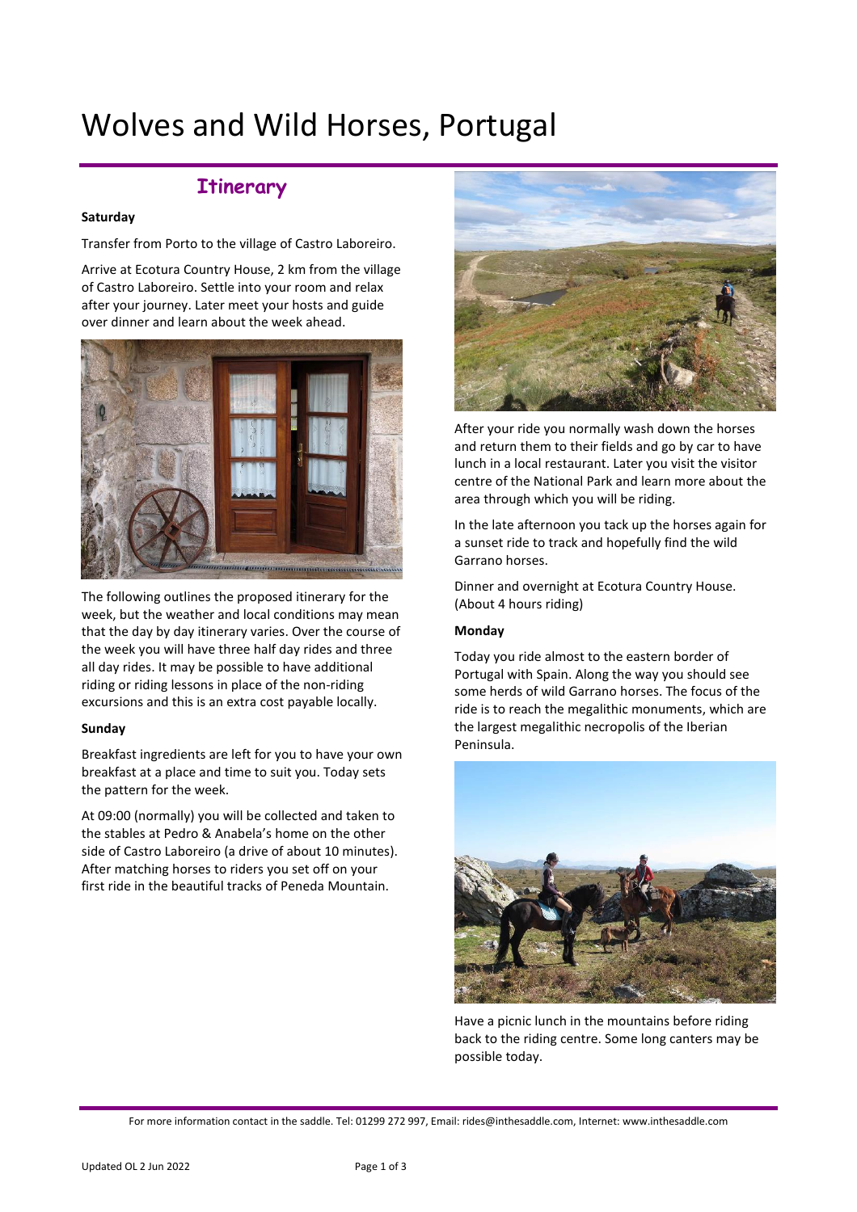# Wolves and Wild Horses, Portugal

## Itinerary

**Saturday**

Transfer from Porto to the village of Castro Laboreiro.

Arrive at Ecotura Country House, 2 km from the village of Castro Laboreiro. Settle into your room and relax after your journey. Later meet your hosts and guide over dinner and learn about the week ahead.

The following outlines the proposed itinerary for the week, but the weather and local conditions may mean that the day by day itinerary varies. Over the course of the week you will have three half day rides and three all day rides. It may be possible to have additional riding or riding lessons in place of the non-riding excursions and this is an extra cost payable locally.

**Sunday**

Breakfast ingredients are left for you to have your own breakfast at a place and time to suit you. Today sets the pattern for the week.

At 09:00 (normally) you will be collected and taken to the stables at Pedro & Anabela's home on the other side of Castro Laboreiro (a drive of about 10 minutes). After matching horses to riders you set off on your first ride in the beautiful tracks of Peneda Mountain.

After your ride you normally wash down the horses and return them to their fields and go by car to have lunch in a local restaurant. Later you visit the visitor centre of the National Park and learn more about the area through which you will be riding.

In the late afternoon you tack up the horses again for a sunset ride to track and hopefully find the wild Garrano horses.

Dinner and overnight at Ecotura Country House. (About 4 hours riding)

**Monday**

Today you ride almost to the eastern border of Portugal with Spain. Along the way you should see some herds of wild Garrano horses. The focus of the ride is to reach the megalithic monuments, which are the largest megalithic necropolis of the Iberian Peninsula.

Have a picnic lunch in the mountains before riding back to the riding centre. Some long canters may be possible today.

For more information contact in the saddle. Tel: 01299 272 997, Email: rides@inthesaddle.com, Internet: www.inthesaddle.com

Updated OL 2 Jun 2022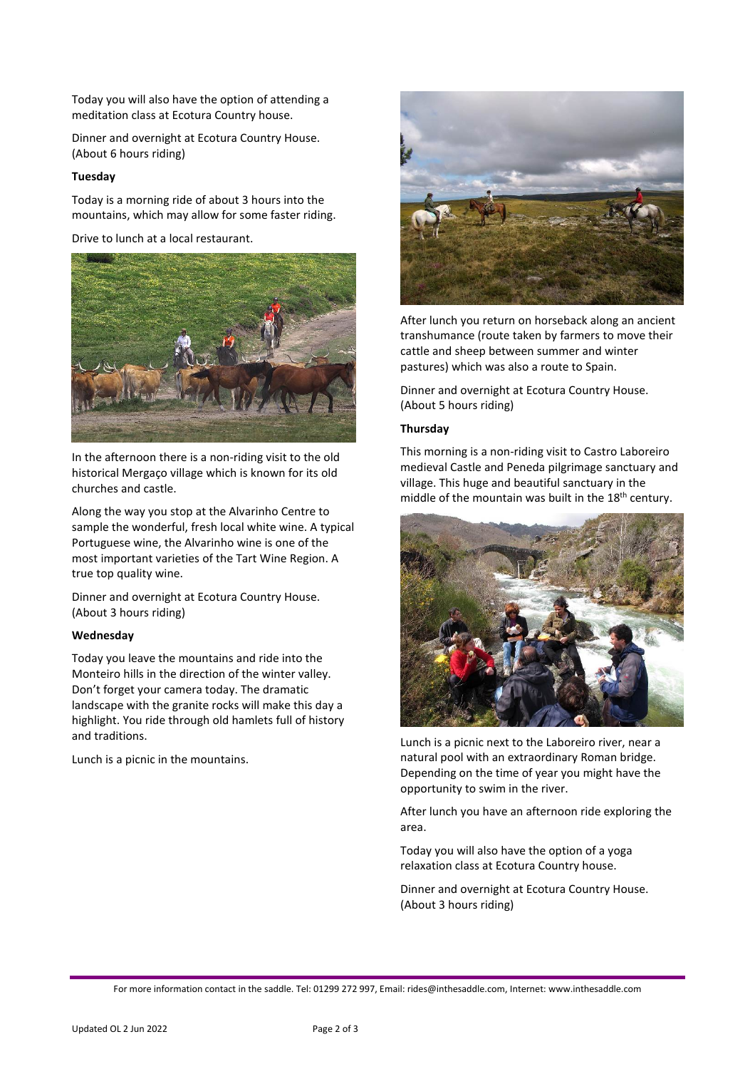Today you will also have the option of attending a meditation class at Ecotura Country house.

Dinner and overnight at Ecotura Country House. (About 6 hours riding)

**Tuesday**

Today is a morning ride of about 3 hours into the mountains, which may allow for some faster riding.

Drive to lunch at a local restaurant.

In the afternoon there is a non-riding visit to the old historical Mergaço village which is known for its old churches and castle.

Along the way you stop at the Alvarinho Centre to sample the wonderful, fresh local white wine. A typical Portuguese wine, the Alvarinho wine is one of the most important varieties of the Tart Wine Region. A true top quality wine.

Dinner and overnight at Ecotura Country House. (About 3 hours riding)

**Wednesday**

Today you leave the mountains and ride into the Monteiro hills in the direction of the winter valley. Don't forget your camera today. The dramatic landscape with the granite rocks will make this day a highlight. You ride through old hamlets full of history and traditions.

Lunch is a picnic in the mountains.

After lunch you return on horseback along an ancient transhumance (route taken by farmers to move their cattle and sheep between summer and winter pastures) which was also a route to Spain.

Dinner and overnight at Ecotura Country House. (About 5 hours riding)

**Thursday**

This morning is a non-riding visit to Castro Laboreiro medieval Castle and Peneda pilgrimage sanctuary and village. This huge and beautiful sanctuary in the middle of the mountain was built in the 18th century.

Lunch is a picnic next to the Laboreiro river, near a natural pool with an extraordinary Roman bridge. Depending on the time of year you might have the opportunity to swim in the river.

After lunch you have an afternoon ride exploring the area.

Today you will also have the option of a yoga relaxation class at Ecotura Country house.

Dinner and overnight at Ecotura Country House. (About 3 hours riding)

For more information contact in the saddle. Tel: 01299 272 997, Email: rides@inthesaddle.com, Internet: www.inthesaddle.com

Updated OL 2 Jun 2022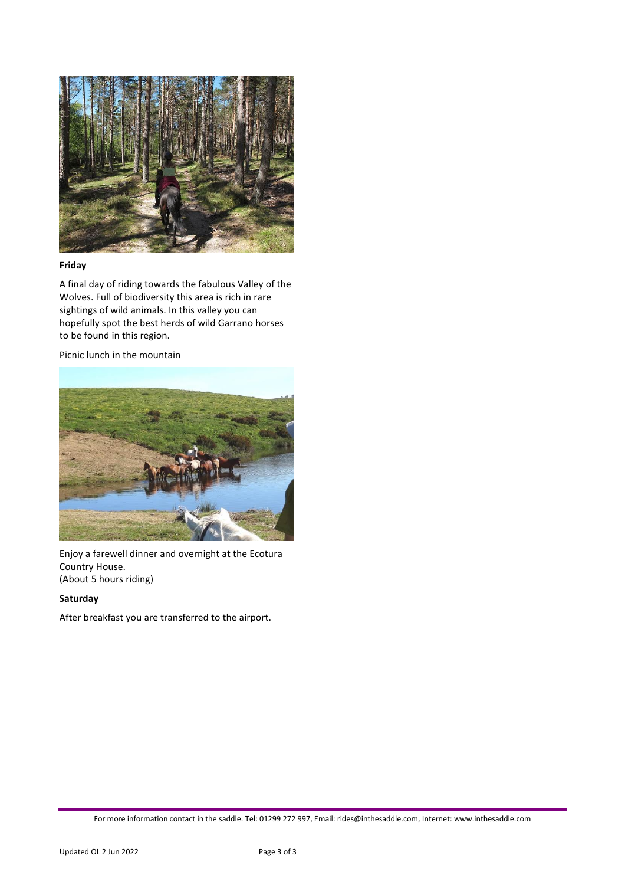**Friday**

A final day of riding towards the fabulous Valley of the Wolves. Full of biodiversity this area is rich in rare sightings of wild animals. In this valley you can hopefully spot the best herds of wild Garrano horses to be found in this region.

Picnic lunch in the mountain

Enjoy a farewell dinner and overnight at the Ecotura Country House.
(About 5 hours riding)

**Saturday**

After breakfast you are transferred to the airport.

For more information contact in the saddle. Tel: 01299 272 997, Email: rides@inthesaddle.com, Internet: www.inthesaddle.com

Updated OL 2 Jun 2022